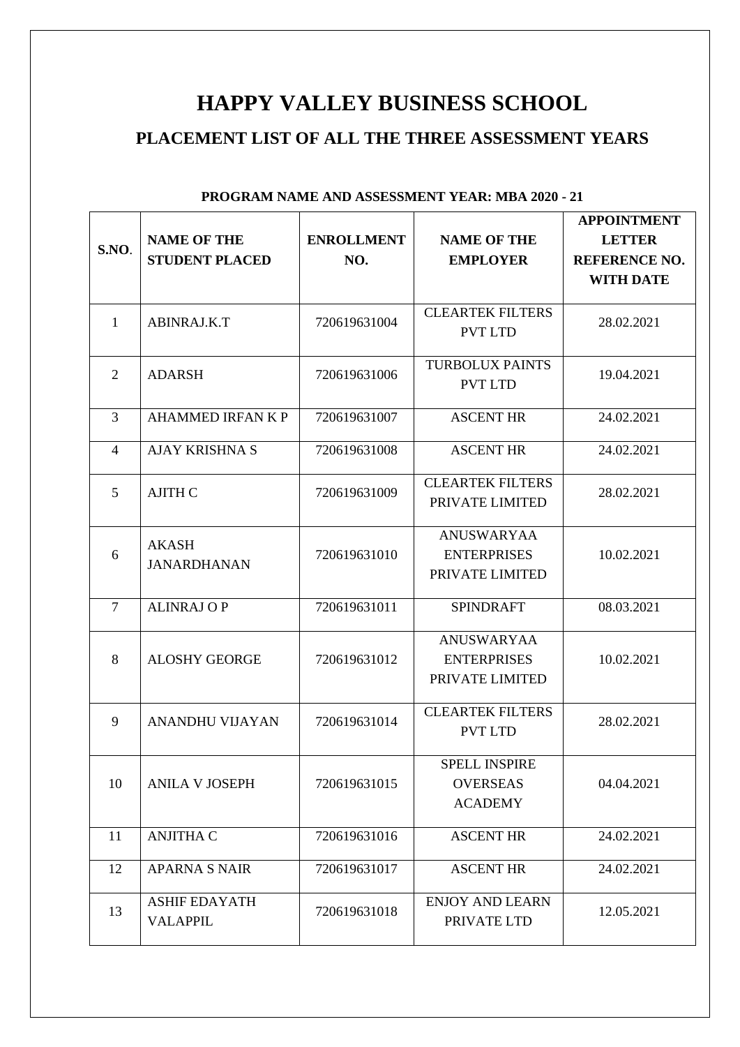# HAPPY VALLEY BUSINESS SCHOOL

## PLACEMENT LIST OF ALL THE THREE ASSESSMENT YEARS

**PROGRAM NAME AND ASSESSMENT YEAR: MBA 2020 - 21**

| S.NO. | NAME OF THE STUDENT PLACED | ENROLLMENT NO. | NAME OF THE EMPLOYER | APPOINTMENT LETTER REFERENCE NO. WITH DATE |
|---|---|---|---|---|
| 1 | ABINRAJ.K.T | 720619631004 | CLEARTEK FILTERS PVT LTD | 28.02.2021 |
| 2 | ADARSH | 720619631006 | TURBOLUX PAINTS PVT LTD | 19.04.2021 |
| 3 | AHAMMED IRFAN K P | 720619631007 | ASCENT HR | 24.02.2021 |
| 4 | AJAY KRISHNA S | 720619631008 | ASCENT HR | 24.02.2021 |
| 5 | AJITH C | 720619631009 | CLEARTEK FILTERS PRIVATE LIMITED | 28.02.2021 |
| 6 | AKASH JANARDHANAN | 720619631010 | ANUSWARYAA ENTERPRISES PRIVATE LIMITED | 10.02.2021 |
| 7 | ALINRAJ O P | 720619631011 | SPINDRAFT | 08.03.2021 |
| 8 | ALOSHY GEORGE | 720619631012 | ANUSWARYAA ENTERPRISES PRIVATE LIMITED | 10.02.2021 |
| 9 | ANANDHU VIJAYAN | 720619631014 | CLEARTEK FILTERS PVT LTD | 28.02.2021 |
| 10 | ANILA V JOSEPH | 720619631015 | SPELL INSPIRE OVERSEAS ACADEMY | 04.04.2021 |
| 11 | ANJITHA C | 720619631016 | ASCENT HR | 24.02.2021 |
| 12 | APARNA S NAIR | 720619631017 | ASCENT HR | 24.02.2021 |
| 13 | ASHIF EDAYATH VALAPPIL | 720619631018 | ENJOY AND LEARN PRIVATE LTD | 12.05.2021 |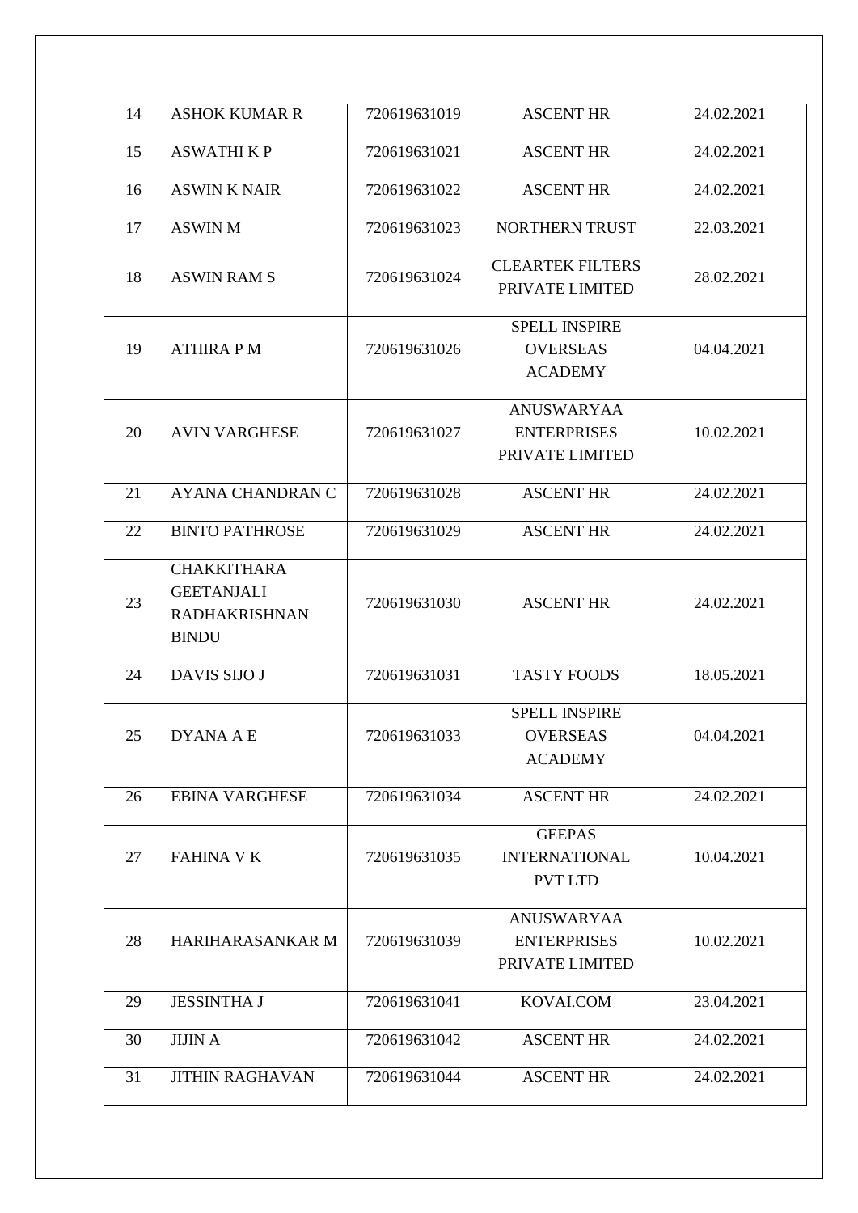| 14 | ASHOK KUMAR R | 720619631019 | ASCENT HR | 24.02.2021 |
|---|---|---|---|---|
| 15 | ASWATHI K P | 720619631021 | ASCENT HR | 24.02.2021 |
| 16 | ASWIN K NAIR | 720619631022 | ASCENT HR | 24.02.2021 |
| 17 | ASWIN M | 720619631023 | NORTHERN TRUST | 22.03.2021 |
| 18 | ASWIN RAM S | 720619631024 | CLEARTEK FILTERS PRIVATE LIMITED | 28.02.2021 |
| 19 | ATHIRA P M | 720619631026 | SPELL INSPIRE OVERSEAS ACADEMY | 04.04.2021 |
| 20 | AVIN VARGHESE | 720619631027 | ANUSWARYAA ENTERPRISES PRIVATE LIMITED | 10.02.2021 |
| 21 | AYANA CHANDRAN C | 720619631028 | ASCENT HR | 24.02.2021 |
| 22 | BINTO PATHROSE | 720619631029 | ASCENT HR | 24.02.2021 |
| 23 | CHAKKITHARA GEETANJALI RADHAKRISHNAN BINDU | 720619631030 | ASCENT HR | 24.02.2021 |
| 24 | DAVIS SIJO J | 720619631031 | TASTY FOODS | 18.05.2021 |
| 25 | DYANA A E | 720619631033 | SPELL INSPIRE OVERSEAS ACADEMY | 04.04.2021 |
| 26 | EBINA VARGHESE | 720619631034 | ASCENT HR | 24.02.2021 |
| 27 | FAHINA V K | 720619631035 | GEEPAS INTERNATIONAL PVT LTD | 10.04.2021 |
| 28 | HARIHARASANKAR M | 720619631039 | ANUSWARYAA ENTERPRISES PRIVATE LIMITED | 10.02.2021 |
| 29 | JESSINTHA J | 720619631041 | KOVAI.COM | 23.04.2021 |
| 30 | JIJIN A | 720619631042 | ASCENT HR | 24.02.2021 |
| 31 | JITHIN RAGHAVAN | 720619631044 | ASCENT HR | 24.02.2021 |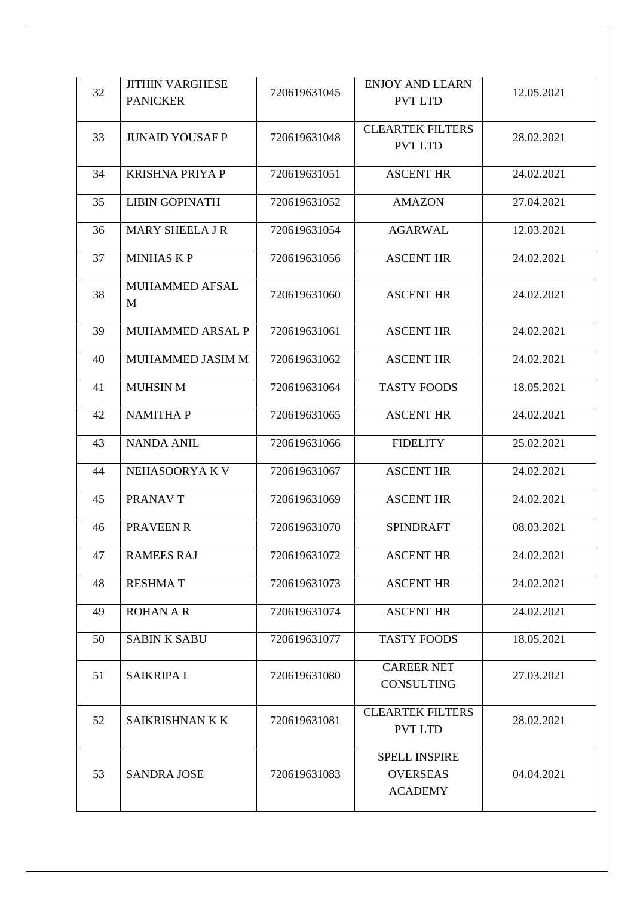| 32 | JITHIN VARGHESE PANICKER | 720619631045 | ENJOY AND LEARN PVT LTD | 12.05.2021 |
|---|---|---|---|---|
| 33 | JUNAID YOUSAF P | 720619631048 | CLEARTEK FILTERS PVT LTD | 28.02.2021 |
| 34 | KRISHNA PRIYA P | 720619631051 | ASCENT HR | 24.02.2021 |
| 35 | LIBIN GOPINATH | 720619631052 | AMAZON | 27.04.2021 |
| 36 | MARY SHEELA J R | 720619631054 | AGARWAL | 12.03.2021 |
| 37 | MINHAS K P | 720619631056 | ASCENT HR | 24.02.2021 |
| 38 | MUHAMMED AFSAL M | 720619631060 | ASCENT HR | 24.02.2021 |
| 39 | MUHAMMED ARSAL P | 720619631061 | ASCENT HR | 24.02.2021 |
| 40 | MUHAMMED JASIM M | 720619631062 | ASCENT HR | 24.02.2021 |
| 41 | MUHSIN M | 720619631064 | TASTY FOODS | 18.05.2021 |
| 42 | NAMITHA P | 720619631065 | ASCENT HR | 24.02.2021 |
| 43 | NANDA ANIL | 720619631066 | FIDELITY | 25.02.2021 |
| 44 | NEHASOORYA K V | 720619631067 | ASCENT HR | 24.02.2021 |
| 45 | PRANAV T | 720619631069 | ASCENT HR | 24.02.2021 |
| 46 | PRAVEEN R | 720619631070 | SPINDRAFT | 08.03.2021 |
| 47 | RAMEES RAJ | 720619631072 | ASCENT HR | 24.02.2021 |
| 48 | RESHMA T | 720619631073 | ASCENT HR | 24.02.2021 |
| 49 | ROHAN A R | 720619631074 | ASCENT HR | 24.02.2021 |
| 50 | SABIN K SABU | 720619631077 | TASTY FOODS | 18.05.2021 |
| 51 | SAIKRIPA L | 720619631080 | CAREER NET CONSULTING | 27.03.2021 |
| 52 | SAIKRISHNAN K K | 720619631081 | CLEARTEK FILTERS PVT LTD | 28.02.2021 |
| 53 | SANDRA JOSE | 720619631083 | SPELL INSPIRE OVERSEAS ACADEMY | 04.04.2021 |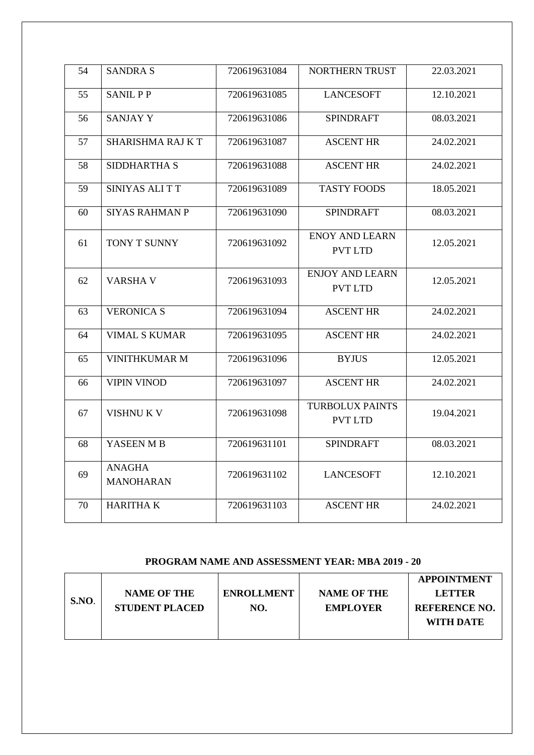| 54 | SANDRA S | 720619631084 | NORTHERN TRUST | 22.03.2021 |
|---|---|---|---|---|
| 55 | SANIL P P | 720619631085 | LANCESOFT | 12.10.2021 |
| 56 | SANJAY Y | 720619631086 | SPINDRAFT | 08.03.2021 |
| 57 | SHARISHMA RAJ K T | 720619631087 | ASCENT HR | 24.02.2021 |
| 58 | SIDDHARTHA S | 720619631088 | ASCENT HR | 24.02.2021 |
| 59 | SINIYAS ALI T T | 720619631089 | TASTY FOODS | 18.05.2021 |
| 60 | SIYAS RAHMAN P | 720619631090 | SPINDRAFT | 08.03.2021 |
| 61 | TONY T SUNNY | 720619631092 | ENOY AND LEARN PVT LTD | 12.05.2021 |
| 62 | VARSHA V | 720619631093 | ENJOY AND LEARN PVT LTD | 12.05.2021 |
| 63 | VERONICA S | 720619631094 | ASCENT HR | 24.02.2021 |
| 64 | VIMAL S KUMAR | 720619631095 | ASCENT HR | 24.02.2021 |
| 65 | VINITHKUMAR M | 720619631096 | BYJUS | 12.05.2021 |
| 66 | VIPIN VINOD | 720619631097 | ASCENT HR | 24.02.2021 |
| 67 | VISHNU K V | 720619631098 | TURBOLUX PAINTS PVT LTD | 19.04.2021 |
| 68 | YASEEN M B | 720619631101 | SPINDRAFT | 08.03.2021 |
| 69 | ANAGHA MANOHARAN | 720619631102 | LANCESOFT | 12.10.2021 |
| 70 | HARITHA K | 720619631103 | ASCENT HR | 24.02.2021 |

**PROGRAM NAME AND ASSESSMENT YEAR: MBA 2019 - 20**

| S.NO. | NAME OF THE STUDENT PLACED | ENROLLMENT NO. | NAME OF THE EMPLOYER | APPOINTMENT LETTER REFERENCE NO. WITH DATE |
|---|---|---|---|---|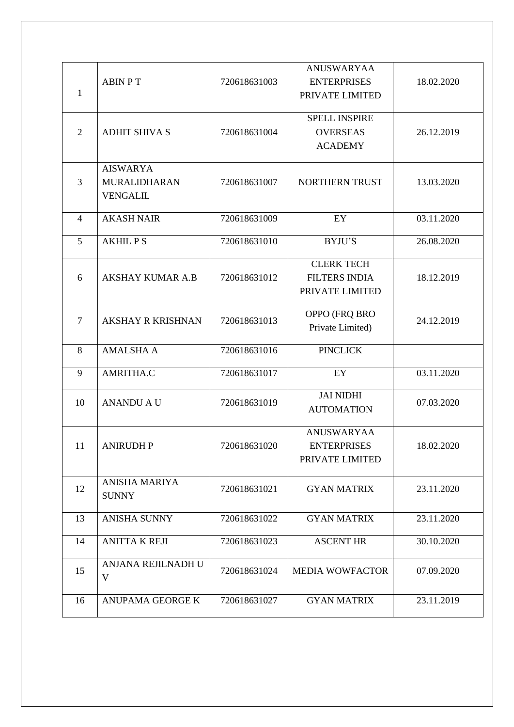| | | | | |
|---|---|---|---|---|
| 1 | ABIN P T | 720618631003 | ANUSWARYAA ENTERPRISES PRIVATE LIMITED | 18.02.2020 |
| 2 | ADHIT SHIVA S | 720618631004 | SPELL INSPIRE OVERSEAS ACADEMY | 26.12.2019 |
| 3 | AISWARYA MURALIDHARAN VENGALIL | 720618631007 | NORTHERN TRUST | 13.03.2020 |
| 4 | AKASH NAIR | 720618631009 | EY | 03.11.2020 |
| 5 | AKHIL P S | 720618631010 | BYJU'S | 26.08.2020 |
| 6 | AKSHAY KUMAR A.B | 720618631012 | CLERK TECH FILTERS INDIA PRIVATE LIMITED | 18.12.2019 |
| 7 | AKSHAY R KRISHNAN | 720618631013 | OPPO (FRQ BRO Private Limited) | 24.12.2019 |
| 8 | AMALSHA A | 720618631016 | PINCLICK | |
| 9 | AMRITHA.C | 720618631017 | EY | 03.11.2020 |
| 10 | ANANDU A U | 720618631019 | JAI NIDHI AUTOMATION | 07.03.2020 |
| 11 | ANIRUDH P | 720618631020 | ANUSWARYAA ENTERPRISES PRIVATE LIMITED | 18.02.2020 |
| 12 | ANISHA MARIYA SUNNY | 720618631021 | GYAN MATRIX | 23.11.2020 |
| 13 | ANISHA SUNNY | 720618631022 | GYAN MATRIX | 23.11.2020 |
| 14 | ANITTA K REJI | 720618631023 | ASCENT HR | 30.10.2020 |
| 15 | ANJANA REJILNADH U V | 720618631024 | MEDIA WOWFACTOR | 07.09.2020 |
| 16 | ANUPAMA GEORGE K | 720618631027 | GYAN MATRIX | 23.11.2019 |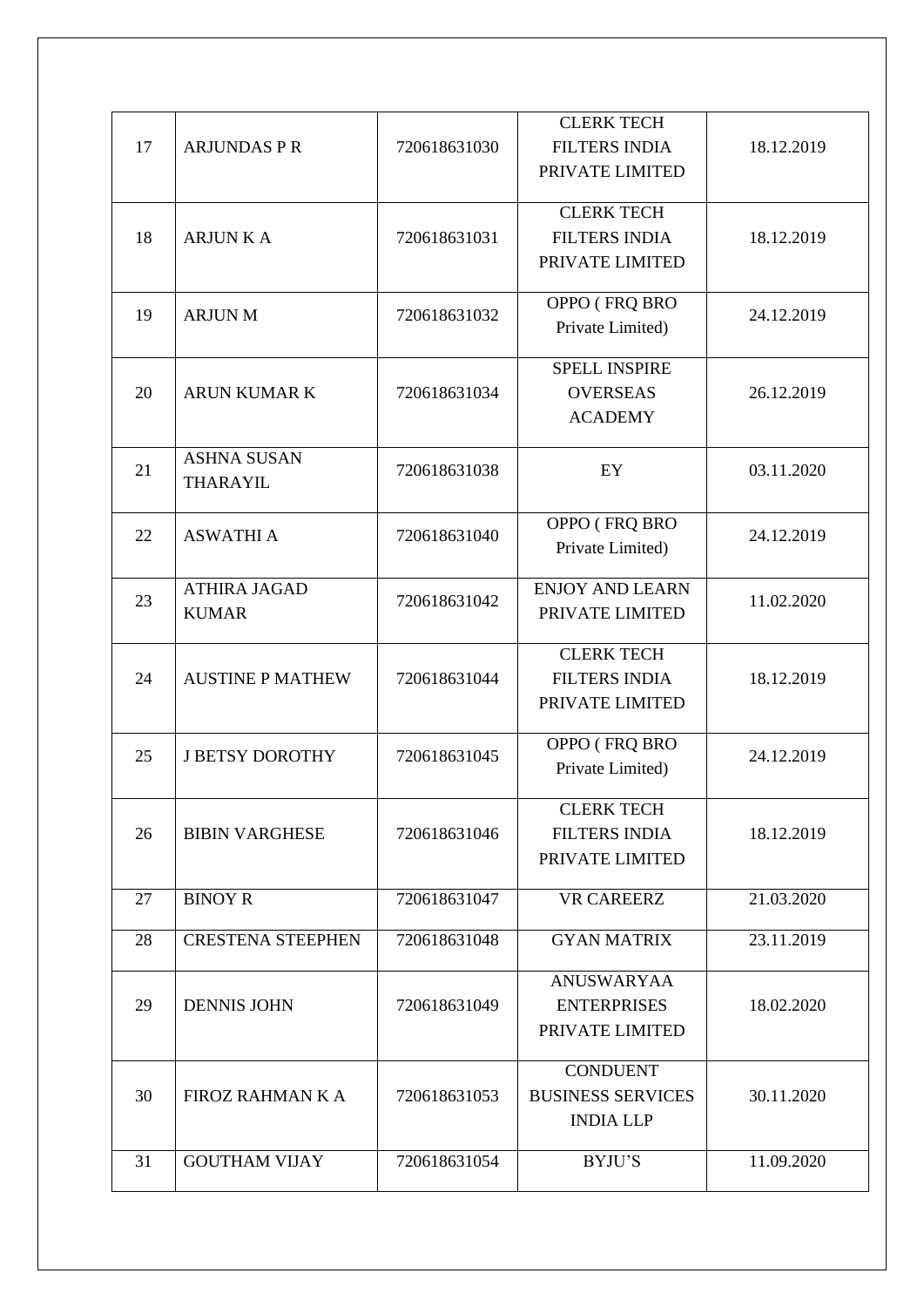| 17 | ARJUNDAS P R | 720618631030 | CLERK TECH FILTERS INDIA PRIVATE LIMITED | 18.12.2019 |
|---|---|---|---|---|
| 18 | ARJUN K A | 720618631031 | CLERK TECH FILTERS INDIA PRIVATE LIMITED | 18.12.2019 |
| 19 | ARJUN M | 720618631032 | OPPO ( FRQ BRO Private Limited) | 24.12.2019 |
| 20 | ARUN KUMAR K | 720618631034 | SPELL INSPIRE OVERSEAS ACADEMY | 26.12.2019 |
| 21 | ASHNA SUSAN THARAYIL | 720618631038 | EY | 03.11.2020 |
| 22 | ASWATHI A | 720618631040 | OPPO ( FRQ BRO Private Limited) | 24.12.2019 |
| 23 | ATHIRA JAGAD KUMAR | 720618631042 | ENJOY AND LEARN PRIVATE LIMITED | 11.02.2020 |
| 24 | AUSTINE P MATHEW | 720618631044 | CLERK TECH FILTERS INDIA PRIVATE LIMITED | 18.12.2019 |
| 25 | J BETSY DOROTHY | 720618631045 | OPPO ( FRQ BRO Private Limited) | 24.12.2019 |
| 26 | BIBIN VARGHESE | 720618631046 | CLERK TECH FILTERS INDIA PRIVATE LIMITED | 18.12.2019 |
| 27 | BINOY R | 720618631047 | VR CAREERZ | 21.03.2020 |
| 28 | CRESTENA STEEPHEN | 720618631048 | GYAN MATRIX | 23.11.2019 |
| 29 | DENNIS JOHN | 720618631049 | ANUSWARYAA ENTERPRISES PRIVATE LIMITED | 18.02.2020 |
| 30 | FIROZ RAHMAN K A | 720618631053 | CONDUENT BUSINESS SERVICES INDIA LLP | 30.11.2020 |
| 31 | GOUTHAM VIJAY | 720618631054 | BYJU'S | 11.09.2020 |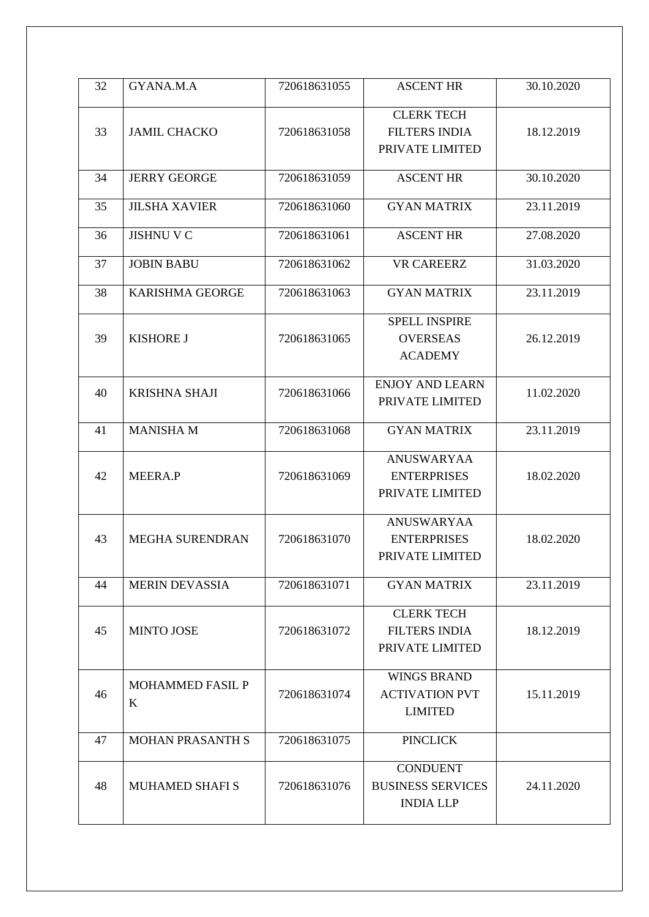| 32 | GYANA.M.A | 720618631055 | ASCENT HR | 30.10.2020 |
|---|---|---|---|---|
| 33 | JAMIL CHACKO | 720618631058 | CLERK TECH FILTERS INDIA PRIVATE LIMITED | 18.12.2019 |
| 34 | JERRY GEORGE | 720618631059 | ASCENT HR | 30.10.2020 |
| 35 | JILSHA XAVIER | 720618631060 | GYAN MATRIX | 23.11.2019 |
| 36 | JISHNU V C | 720618631061 | ASCENT HR | 27.08.2020 |
| 37 | JOBIN BABU | 720618631062 | VR CAREERZ | 31.03.2020 |
| 38 | KARISHMA GEORGE | 720618631063 | GYAN MATRIX | 23.11.2019 |
| 39 | KISHORE J | 720618631065 | SPELL INSPIRE OVERSEAS ACADEMY | 26.12.2019 |
| 40 | KRISHNA SHAJI | 720618631066 | ENJOY AND LEARN PRIVATE LIMITED | 11.02.2020 |
| 41 | MANISHA M | 720618631068 | GYAN MATRIX | 23.11.2019 |
| 42 | MEERA.P | 720618631069 | ANUSWARYAA ENTERPRISES PRIVATE LIMITED | 18.02.2020 |
| 43 | MEGHA SURENDRAN | 720618631070 | ANUSWARYAA ENTERPRISES PRIVATE LIMITED | 18.02.2020 |
| 44 | MERIN DEVASSIA | 720618631071 | GYAN MATRIX | 23.11.2019 |
| 45 | MINTO JOSE | 720618631072 | CLERK TECH FILTERS INDIA PRIVATE LIMITED | 18.12.2019 |
| 46 | MOHAMMED FASIL P K | 720618631074 | WINGS BRAND ACTIVATION PVT LIMITED | 15.11.2019 |
| 47 | MOHAN PRASANTH S | 720618631075 | PINCLICK | |
| 48 | MUHAMED SHAFI S | 720618631076 | CONDUENT BUSINESS SERVICES INDIA LLP | 24.11.2020 |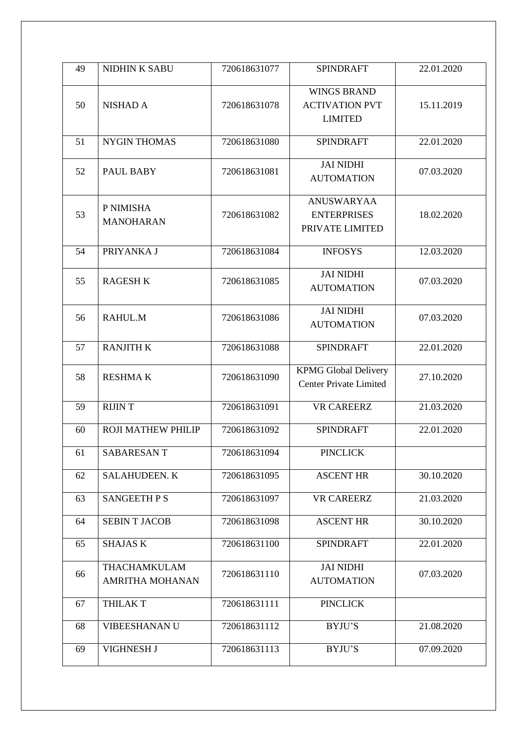| 49 | NIDHIN K SABU | 720618631077 | SPINDRAFT | 22.01.2020 |
|---|---|---|---|---|
| 50 | NISHAD A | 720618631078 | WINGS BRAND ACTIVATION PVT LIMITED | 15.11.2019 |
| 51 | NYGIN THOMAS | 720618631080 | SPINDRAFT | 22.01.2020 |
| 52 | PAUL BABY | 720618631081 | JAI NIDHI AUTOMATION | 07.03.2020 |
| 53 | P NIMISHA MANOHARAN | 720618631082 | ANUSWARYAA ENTERPRISES PRIVATE LIMITED | 18.02.2020 |
| 54 | PRIYANKA J | 720618631084 | INFOSYS | 12.03.2020 |
| 55 | RAGESH K | 720618631085 | JAI NIDHI AUTOMATION | 07.03.2020 |
| 56 | RAHUL.M | 720618631086 | JAI NIDHI AUTOMATION | 07.03.2020 |
| 57 | RANJITH K | 720618631088 | SPINDRAFT | 22.01.2020 |
| 58 | RESHMA K | 720618631090 | KPMG Global Delivery Center Private Limited | 27.10.2020 |
| 59 | RIJIN T | 720618631091 | VR CAREERZ | 21.03.2020 |
| 60 | ROJI MATHEW PHILIP | 720618631092 | SPINDRAFT | 22.01.2020 |
| 61 | SABARESAN T | 720618631094 | PINCLICK | |
| 62 | SALAHUDEEN. K | 720618631095 | ASCENT HR | 30.10.2020 |
| 63 | SANGEETH P S | 720618631097 | VR CAREERZ | 21.03.2020 |
| 64 | SEBIN T JACOB | 720618631098 | ASCENT HR | 30.10.2020 |
| 65 | SHAJAS K | 720618631100 | SPINDRAFT | 22.01.2020 |
| 66 | THACHAMKULAM AMRITHA MOHANAN | 720618631110 | JAI NIDHI AUTOMATION | 07.03.2020 |
| 67 | THILAK T | 720618631111 | PINCLICK | |
| 68 | VIBEESHANAN U | 720618631112 | BYJU'S | 21.08.2020 |
| 69 | VIGHNESH J | 720618631113 | BYJU'S | 07.09.2020 |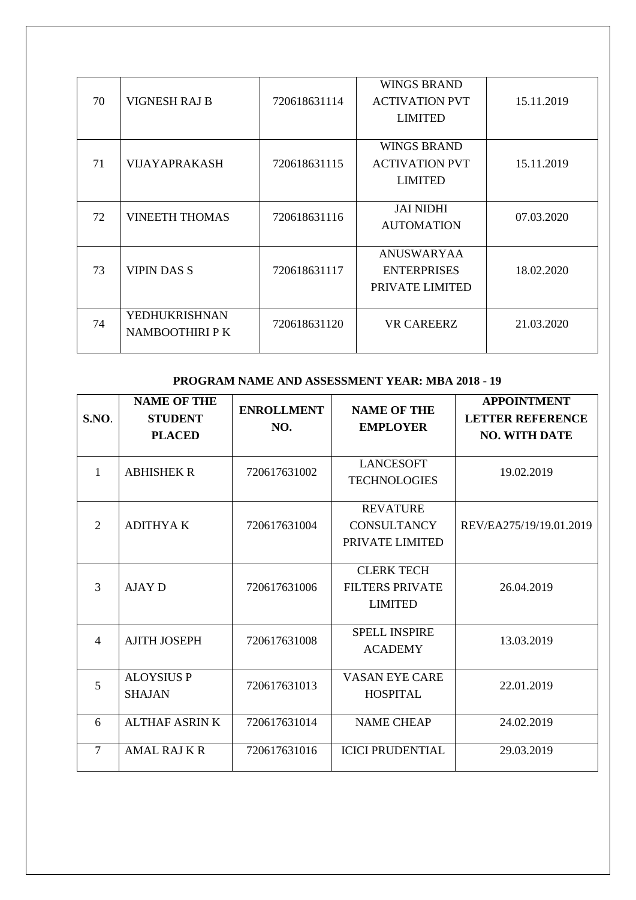| 70 | VIGNESH RAJ B | 720618631114 | WINGS BRAND ACTIVATION PVT LIMITED | 15.11.2019 |
|---|---|---|---|---|
| 71 | VIJAYAPRAKASH | 720618631115 | WINGS BRAND ACTIVATION PVT LIMITED | 15.11.2019 |
| 72 | VINEETH THOMAS | 720618631116 | JAI NIDHI AUTOMATION | 07.03.2020 |
| 73 | VIPIN DAS S | 720618631117 | ANUSWARYAA ENTERPRISES PRIVATE LIMITED | 18.02.2020 |
| 74 | YEDHUKRISHNAN NAMBOOTHIRI P K | 720618631120 | VR CAREERZ | 21.03.2020 |

**PROGRAM NAME AND ASSESSMENT YEAR: MBA 2018 - 19**

| S.NO. | NAME OF THE STUDENT PLACED | ENROLLMENT NO. | NAME OF THE EMPLOYER | APPOINTMENT LETTER REFERENCE NO. WITH DATE |
|---|---|---|---|---|
| 1 | ABHISHEK R | 720617631002 | LANCESOFT TECHNOLOGIES | 19.02.2019 |
| 2 | ADITHYA K | 720617631004 | REVATURE CONSULTANCY PRIVATE LIMITED | REV/EA275/19/19.01.2019 |
| 3 | AJAY D | 720617631006 | CLERK TECH FILTERS PRIVATE LIMITED | 26.04.2019 |
| 4 | AJITH JOSEPH | 720617631008 | SPELL INSPIRE ACADEMY | 13.03.2019 |
| 5 | ALOYSIUS P SHAJAN | 720617631013 | VASAN EYE CARE HOSPITAL | 22.01.2019 |
| 6 | ALTHAF ASRIN K | 720617631014 | NAME CHEAP | 24.02.2019 |
| 7 | AMAL RAJ K R | 720617631016 | ICICI PRUDENTIAL | 29.03.2019 |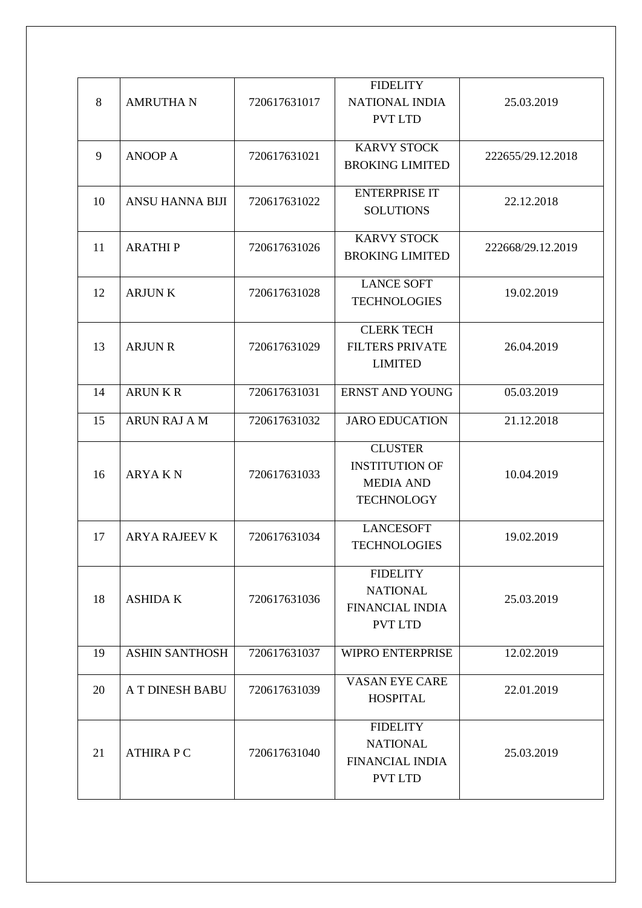| 8 | AMRUTHA N | 720617631017 | FIDELITY NATIONAL INDIA PVT LTD | 25.03.2019 |
|---|---|---|---|---|
| 9 | ANOOP A | 720617631021 | KARVY STOCK BROKING LIMITED | 222655/29.12.2018 |
| 10 | ANSU HANNA BIJI | 720617631022 | ENTERPRISE IT SOLUTIONS | 22.12.2018 |
| 11 | ARATHI P | 720617631026 | KARVY STOCK BROKING LIMITED | 222668/29.12.2019 |
| 12 | ARJUN K | 720617631028 | LANCE SOFT TECHNOLOGIES | 19.02.2019 |
| 13 | ARJUN R | 720617631029 | CLERK TECH FILTERS PRIVATE LIMITED | 26.04.2019 |
| 14 | ARUN K R | 720617631031 | ERNST AND YOUNG | 05.03.2019 |
| 15 | ARUN RAJ A M | 720617631032 | JARO EDUCATION | 21.12.2018 |
| 16 | ARYA K N | 720617631033 | CLUSTER INSTITUTION OF MEDIA AND TECHNOLOGY | 10.04.2019 |
| 17 | ARYA RAJEEV K | 720617631034 | LANCESOFT TECHNOLOGIES | 19.02.2019 |
| 18 | ASHIDA K | 720617631036 | FIDELITY NATIONAL FINANCIAL INDIA PVT LTD | 25.03.2019 |
| 19 | ASHIN SANTHOSH | 720617631037 | WIPRO ENTERPRISE | 12.02.2019 |
| 20 | A T DINESH BABU | 720617631039 | VASAN EYE CARE HOSPITAL | 22.01.2019 |
| 21 | ATHIRA P C | 720617631040 | FIDELITY NATIONAL FINANCIAL INDIA PVT LTD | 25.03.2019 |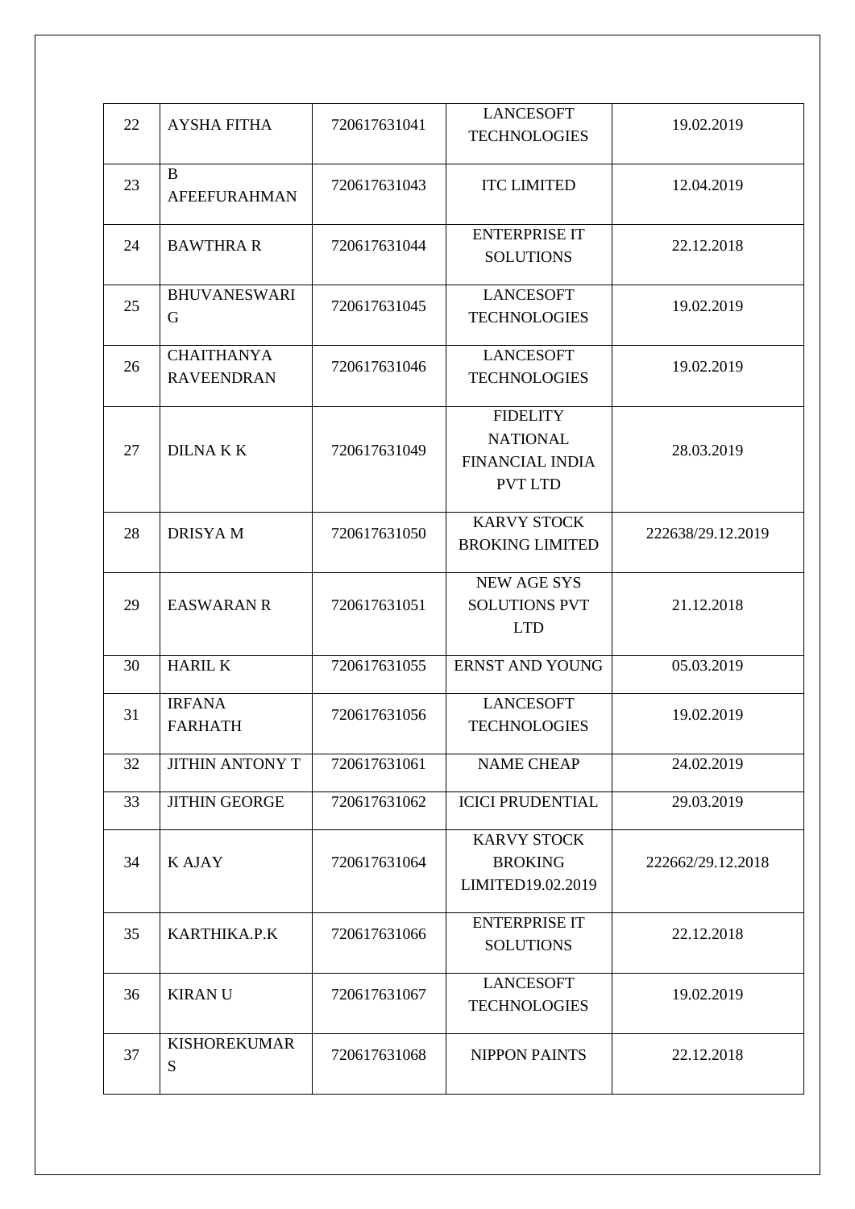| 22 | AYSHA FITHA | 720617631041 | LANCESOFT TECHNOLOGIES | 19.02.2019 |
|---|---|---|---|---|
| 23 | B AFEEFURAHMAN | 720617631043 | ITC LIMITED | 12.04.2019 |
| 24 | BAWTHRA R | 720617631044 | ENTERPRISE IT SOLUTIONS | 22.12.2018 |
| 25 | BHUVANESWARI G | 720617631045 | LANCESOFT TECHNOLOGIES | 19.02.2019 |
| 26 | CHAITHANYA RAVEENDRAN | 720617631046 | LANCESOFT TECHNOLOGIES | 19.02.2019 |
| 27 | DILNA K K | 720617631049 | FIDELITY NATIONAL FINANCIAL INDIA PVT LTD | 28.03.2019 |
| 28 | DRISYA M | 720617631050 | KARVY STOCK BROKING LIMITED | 222638/29.12.2019 |
| 29 | EASWARAN R | 720617631051 | NEW AGE SYS SOLUTIONS PVT LTD | 21.12.2018 |
| 30 | HARIL K | 720617631055 | ERNST AND YOUNG | 05.03.2019 |
| 31 | IRFANA FARHATH | 720617631056 | LANCESOFT TECHNOLOGIES | 19.02.2019 |
| 32 | JITHIN ANTONY T | 720617631061 | NAME CHEAP | 24.02.2019 |
| 33 | JITHIN GEORGE | 720617631062 | ICICI PRUDENTIAL | 29.03.2019 |
| 34 | K AJAY | 720617631064 | KARVY STOCK BROKING LIMITED19.02.2019 | 222662/29.12.2018 |
| 35 | KARTHIKA.P.K | 720617631066 | ENTERPRISE IT SOLUTIONS | 22.12.2018 |
| 36 | KIRAN U | 720617631067 | LANCESOFT TECHNOLOGIES | 19.02.2019 |
| 37 | KISHOREKUMAR S | 720617631068 | NIPPON PAINTS | 22.12.2018 |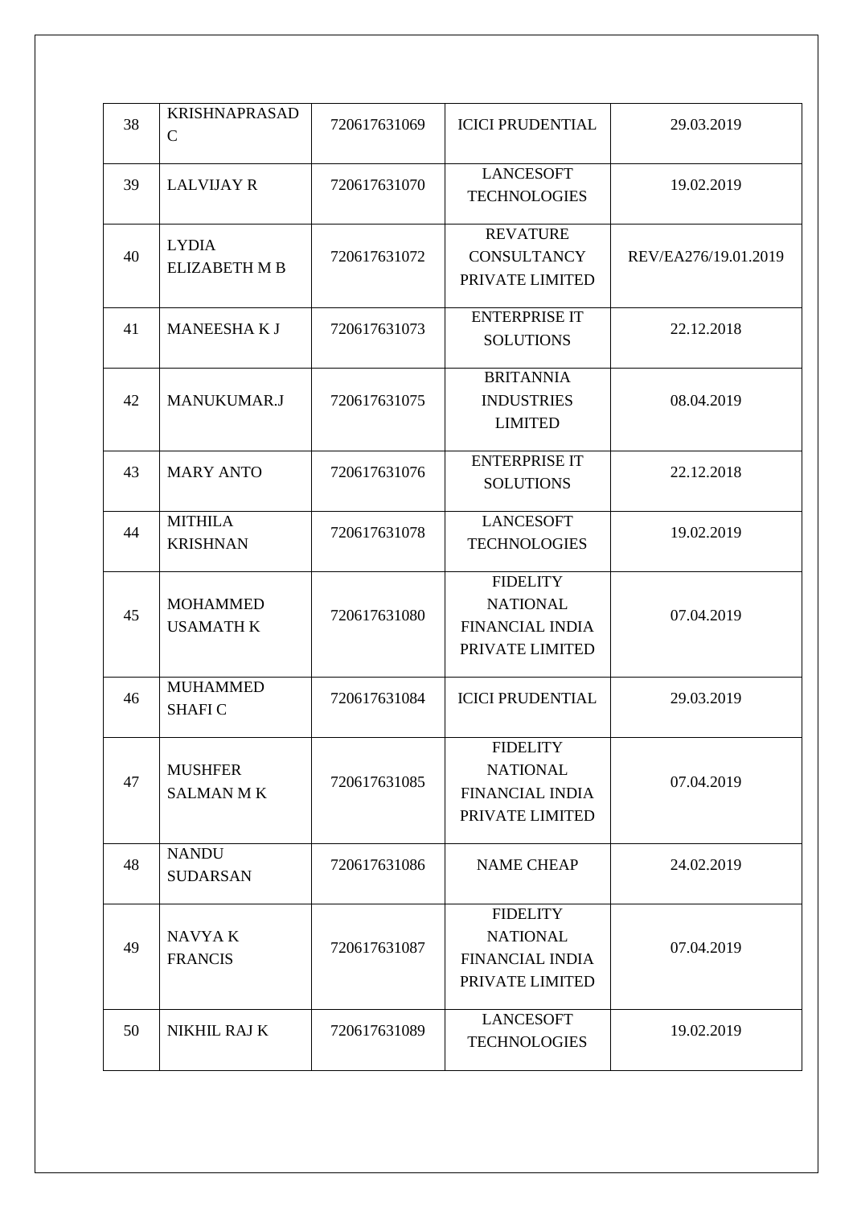| 38 | KRISHNAPRASAD C | 720617631069 | ICICI PRUDENTIAL | 29.03.2019 |
|---|---|---|---|---|
| 39 | LALVIJAY R | 720617631070 | LANCESOFT TECHNOLOGIES | 19.02.2019 |
| 40 | LYDIA ELIZABETH M B | 720617631072 | REVATURE CONSULTANCY PRIVATE LIMITED | REV/EA276/19.01.2019 |
| 41 | MANEESHA K J | 720617631073 | ENTERPRISE IT SOLUTIONS | 22.12.2018 |
| 42 | MANUKUMAR.J | 720617631075 | BRITANNIA INDUSTRIES LIMITED | 08.04.2019 |
| 43 | MARY ANTO | 720617631076 | ENTERPRISE IT SOLUTIONS | 22.12.2018 |
| 44 | MITHILA KRISHNAN | 720617631078 | LANCESOFT TECHNOLOGIES | 19.02.2019 |
| 45 | MOHAMMED USAMATH K | 720617631080 | FIDELITY NATIONAL FINANCIAL INDIA PRIVATE LIMITED | 07.04.2019 |
| 46 | MUHAMMED SHAFI C | 720617631084 | ICICI PRUDENTIAL | 29.03.2019 |
| 47 | MUSHFER SALMAN M K | 720617631085 | FIDELITY NATIONAL FINANCIAL INDIA PRIVATE LIMITED | 07.04.2019 |
| 48 | NANDU SUDARSAN | 720617631086 | NAME CHEAP | 24.02.2019 |
| 49 | NAVYA K FRANCIS | 720617631087 | FIDELITY NATIONAL FINANCIAL INDIA PRIVATE LIMITED | 07.04.2019 |
| 50 | NIKHIL RAJ K | 720617631089 | LANCESOFT TECHNOLOGIES | 19.02.2019 |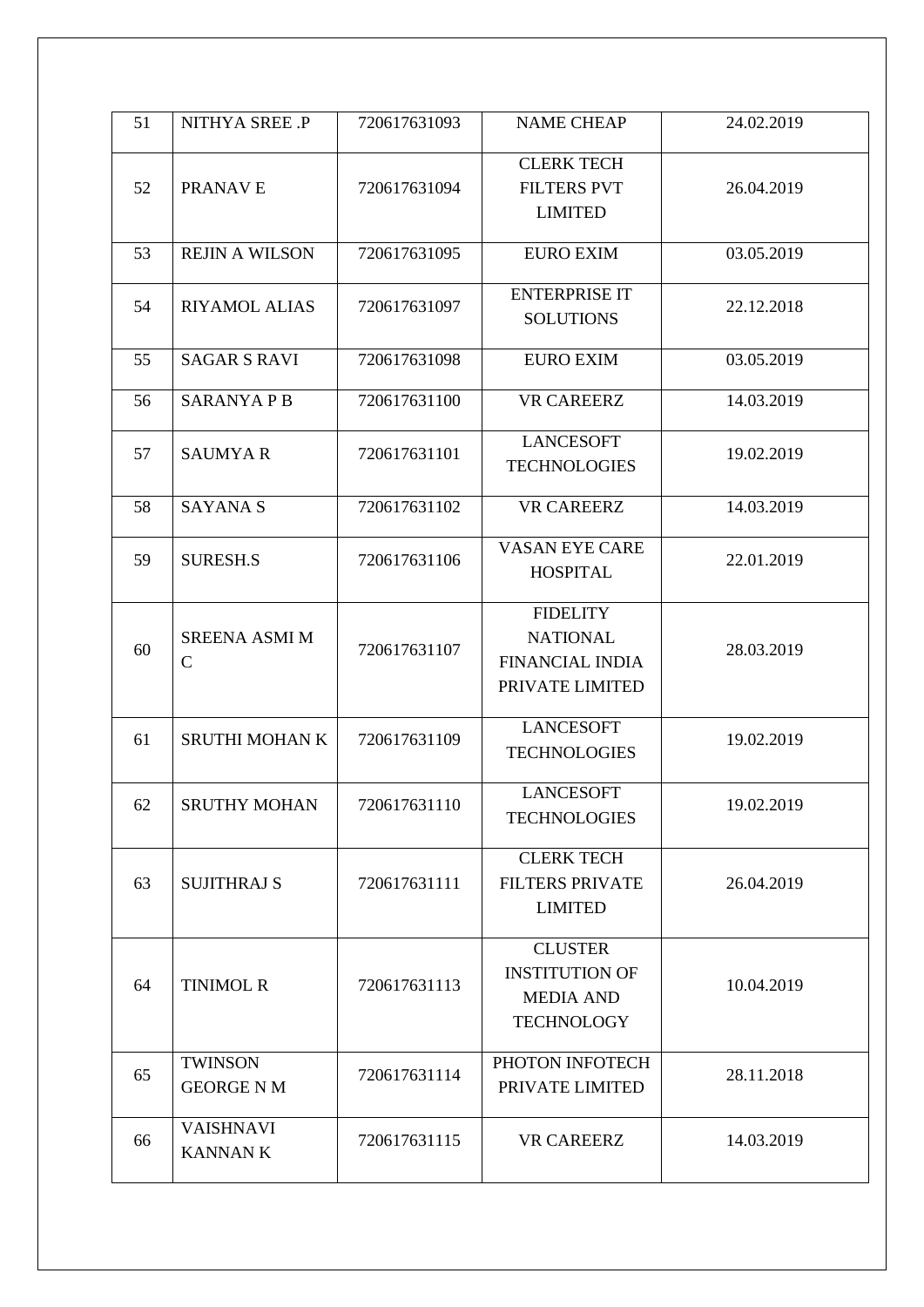| 51 | NITHYA SREE .P | 720617631093 | NAME CHEAP | 24.02.2019 |
|---|---|---|---|---|
| 52 | PRANAV E | 720617631094 | CLERK TECH FILTERS PVT LIMITED | 26.04.2019 |
| 53 | REJIN A WILSON | 720617631095 | EURO EXIM | 03.05.2019 |
| 54 | RIYAMOL ALIAS | 720617631097 | ENTERPRISE IT SOLUTIONS | 22.12.2018 |
| 55 | SAGAR S RAVI | 720617631098 | EURO EXIM | 03.05.2019 |
| 56 | SARANYA P B | 720617631100 | VR CAREERZ | 14.03.2019 |
| 57 | SAUMYA R | 720617631101 | LANCESOFT TECHNOLOGIES | 19.02.2019 |
| 58 | SAYANA S | 720617631102 | VR CAREERZ | 14.03.2019 |
| 59 | SURESH.S | 720617631106 | VASAN EYE CARE HOSPITAL | 22.01.2019 |
| 60 | SREENA ASMI M C | 720617631107 | FIDELITY NATIONAL FINANCIAL INDIA PRIVATE LIMITED | 28.03.2019 |
| 61 | SRUTHI MOHAN K | 720617631109 | LANCESOFT TECHNOLOGIES | 19.02.2019 |
| 62 | SRUTHY MOHAN | 720617631110 | LANCESOFT TECHNOLOGIES | 19.02.2019 |
| 63 | SUJITHRAJ S | 720617631111 | CLERK TECH FILTERS PRIVATE LIMITED | 26.04.2019 |
| 64 | TINIMOL R | 720617631113 | CLUSTER INSTITUTION OF MEDIA AND TECHNOLOGY | 10.04.2019 |
| 65 | TWINSON GEORGE N M | 720617631114 | PHOTON INFOTECH PRIVATE LIMITED | 28.11.2018 |
| 66 | VAISHNAVI KANNAN K | 720617631115 | VR CAREERZ | 14.03.2019 |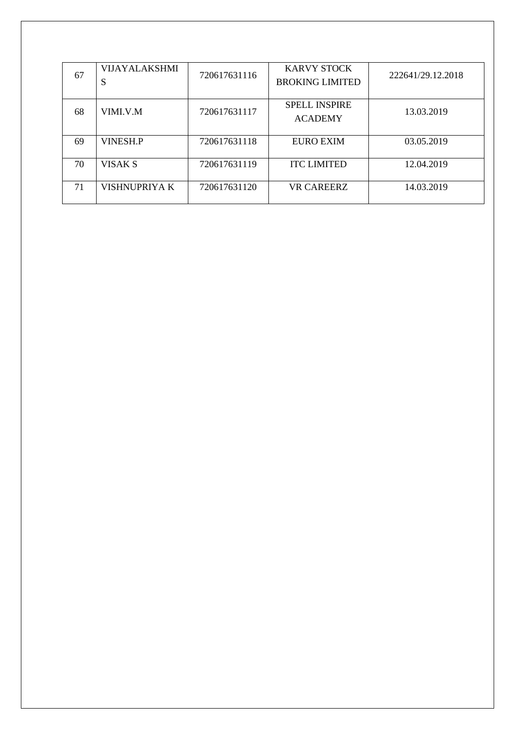| | | | | |
|---|---|---|---|---|
| 67 | VIJAYALAKSHMI S | 720617631116 | KARVY STOCK BROKING LIMITED | 222641/29.12.2018 |
| 68 | VIMI.V.M | 720617631117 | SPELL INSPIRE ACADEMY | 13.03.2019 |
| 69 | VINESH.P | 720617631118 | EURO EXIM | 03.05.2019 |
| 70 | VISAK S | 720617631119 | ITC LIMITED | 12.04.2019 |
| 71 | VISHNUPRIYA K | 720617631120 | VR CAREERZ | 14.03.2019 |